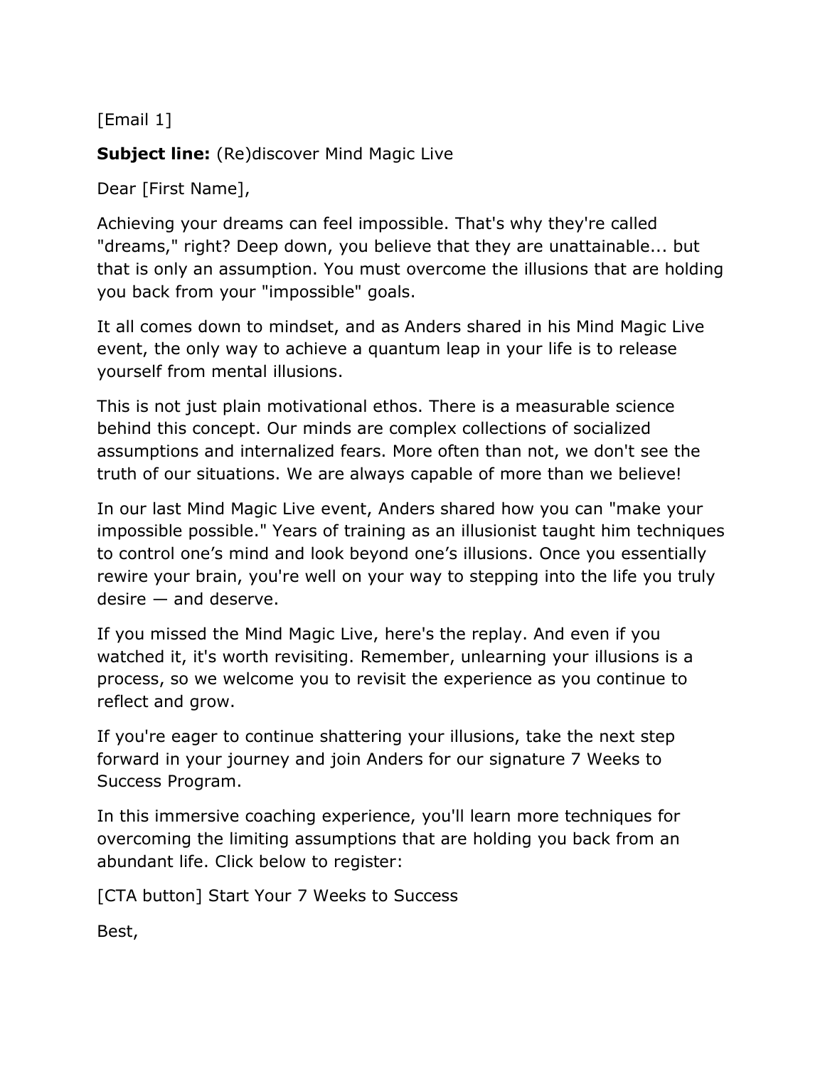[Email 1]

**Subject line:** (Re)discover Mind Magic Live

Dear [First Name],

Achieving your dreams can feel impossible. That's why they're called "dreams," right? Deep down, you believe that they are unattainable... but that is only an assumption. You must overcome the illusions that are holding you back from your "impossible" goals.

It all comes down to mindset, and as Anders shared in his Mind Magic Live event, the only way to achieve a quantum leap in your life is to release yourself from mental illusions.

This is not just plain motivational ethos. There is a measurable science behind this concept. Our minds are complex collections of socialized assumptions and internalized fears. More often than not, we don't see the truth of our situations. We are always capable of more than we believe!

In our last Mind Magic Live event, Anders shared how you can "make your impossible possible." Years of training as an illusionist taught him techniques to control one's mind and look beyond one's illusions. Once you essentially rewire your brain, you're well on your way to stepping into the life you truly desire — and deserve.

If you missed the Mind Magic Live, here's the replay. And even if you watched it, it's worth revisiting. Remember, unlearning your illusions is a process, so we welcome you to revisit the experience as you continue to reflect and grow.

If you're eager to continue shattering your illusions, take the next step forward in your journey and join Anders for our signature 7 Weeks to Success Program.

In this immersive coaching experience, you'll learn more techniques for overcoming the limiting assumptions that are holding you back from an abundant life. Click below to register:

[CTA button] Start Your 7 Weeks to Success

Best,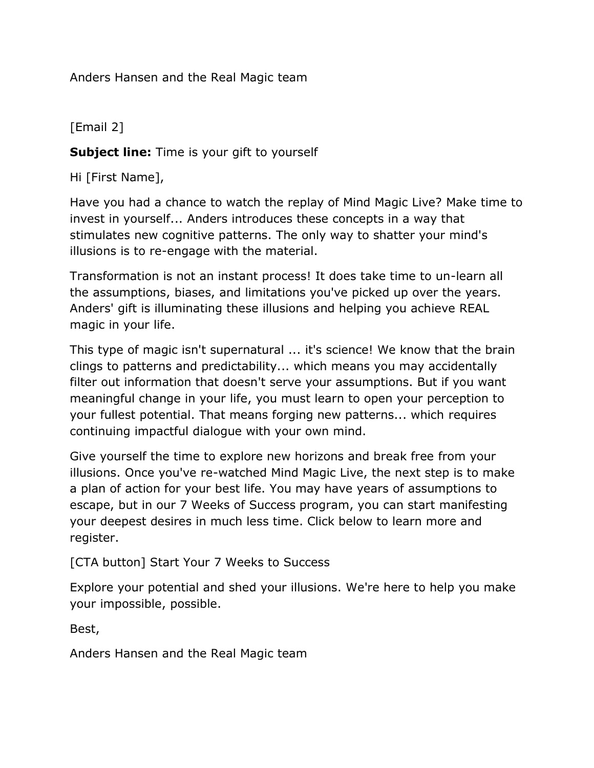Anders Hansen and the Real Magic team

[Email 2]

**Subject line:** Time is your gift to yourself

Hi [First Name],

Have you had a chance to watch the replay of Mind Magic Live? Make time to invest in yourself... Anders introduces these concepts in a way that stimulates new cognitive patterns. The only way to shatter your mind's illusions is to re-engage with the material.

Transformation is not an instant process! It does take time to un-learn all the assumptions, biases, and limitations you've picked up over the years. Anders' gift is illuminating these illusions and helping you achieve REAL magic in your life.

This type of magic isn't supernatural ... it's science! We know that the brain clings to patterns and predictability... which means you may accidentally filter out information that doesn't serve your assumptions. But if you want meaningful change in your life, you must learn to open your perception to your fullest potential. That means forging new patterns... which requires continuing impactful dialogue with your own mind.

Give yourself the time to explore new horizons and break free from your illusions. Once you've re-watched Mind Magic Live, the next step is to make a plan of action for your best life. You may have years of assumptions to escape, but in our 7 Weeks of Success program, you can start manifesting your deepest desires in much less time. Click below to learn more and register.

[CTA button] Start Your 7 Weeks to Success

Explore your potential and shed your illusions. We're here to help you make your impossible, possible.

Best,

Anders Hansen and the Real Magic team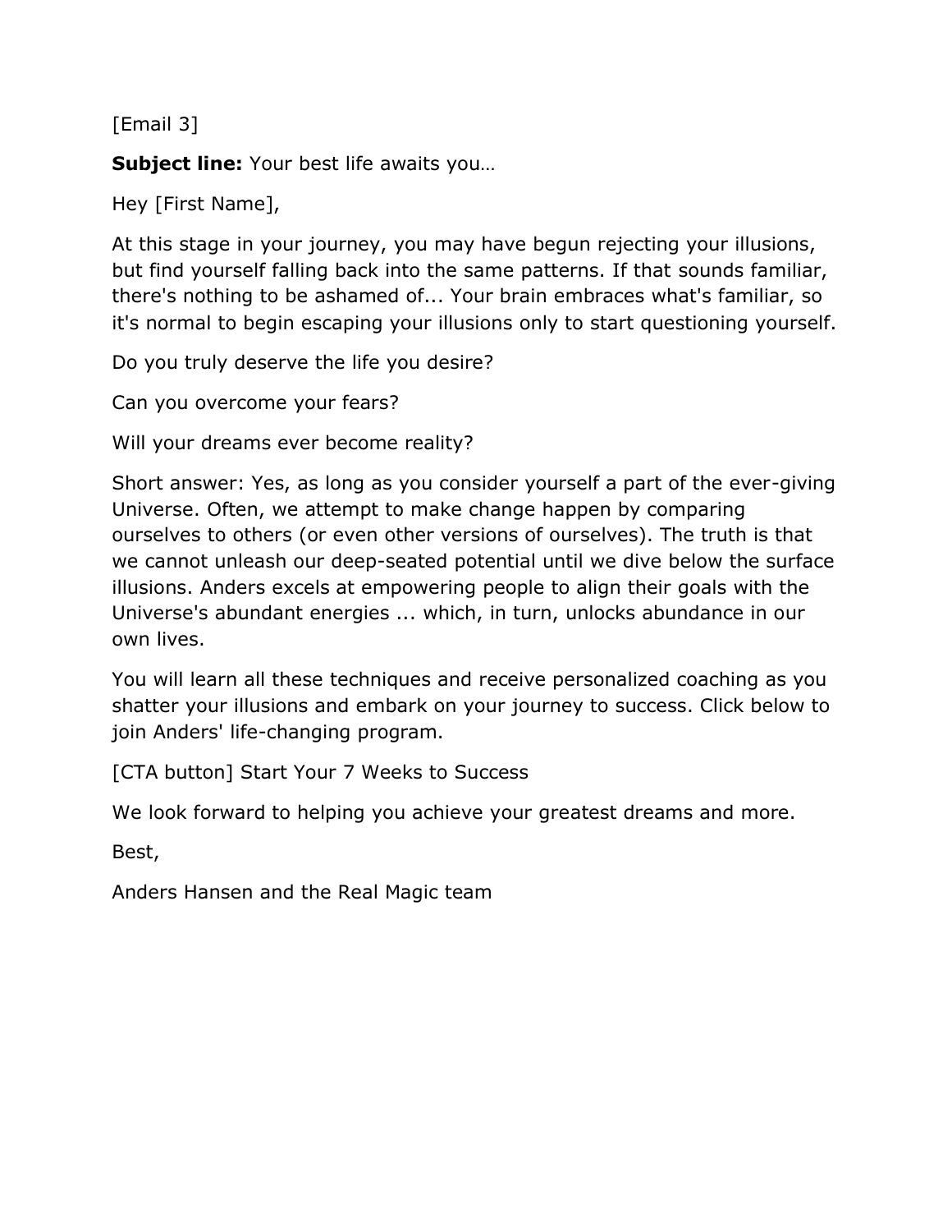[Email 3]

**Subject line:** Your best life awaits you…

Hey [First Name],

At this stage in your journey, you may have begun rejecting your illusions, but find yourself falling back into the same patterns. If that sounds familiar, there's nothing to be ashamed of... Your brain embraces what's familiar, so it's normal to begin escaping your illusions only to start questioning yourself.

Do you truly deserve the life you desire?

Can you overcome your fears?

Will your dreams ever become reality?

Short answer: Yes, as long as you consider yourself a part of the ever-giving Universe. Often, we attempt to make change happen by comparing ourselves to others (or even other versions of ourselves). The truth is that we cannot unleash our deep-seated potential until we dive below the surface illusions. Anders excels at empowering people to align their goals with the Universe's abundant energies ... which, in turn, unlocks abundance in our own lives.

You will learn all these techniques and receive personalized coaching as you shatter your illusions and embark on your journey to success. Click below to join Anders' life-changing program.

[CTA button] Start Your 7 Weeks to Success

We look forward to helping you achieve your greatest dreams and more.

Best,

Anders Hansen and the Real Magic team